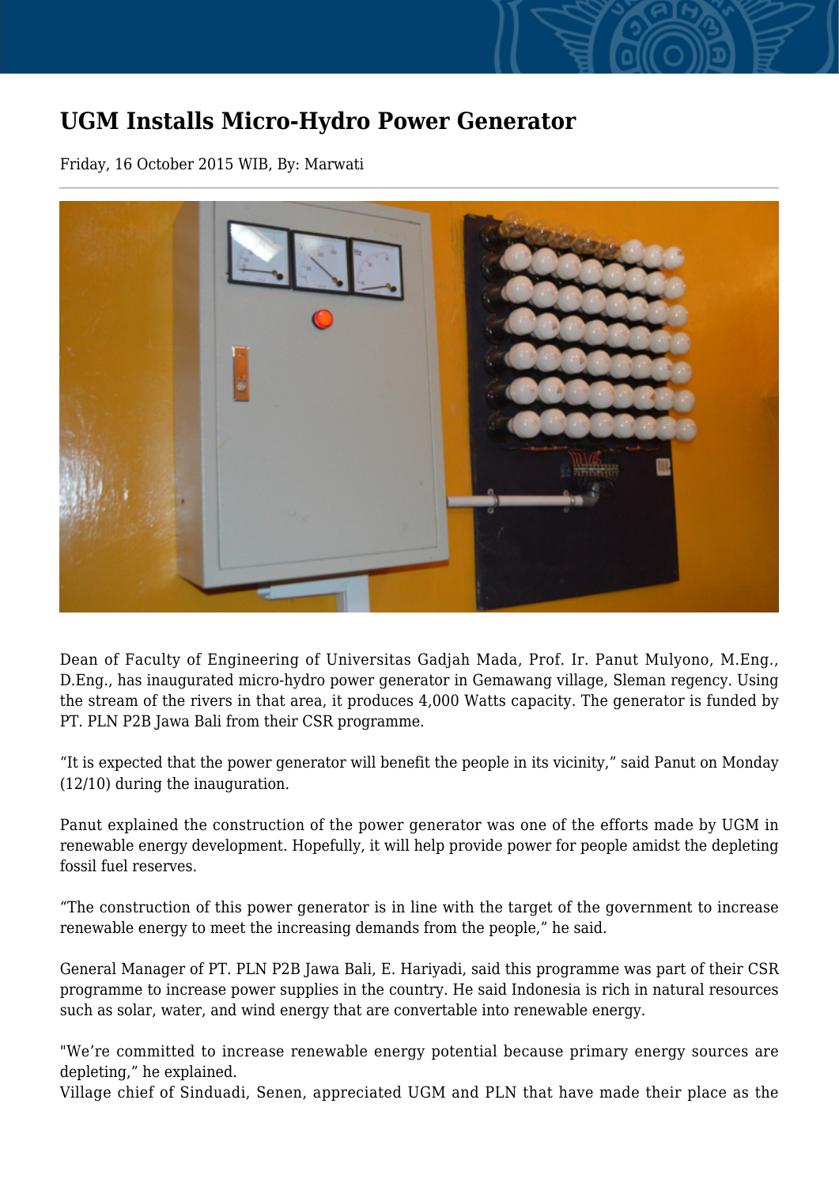# UGM Installs Micro-Hydro Power Generator

Friday, 16 October 2015 WIB, By: Marwati

Dean of Faculty of Engineering of Universitas Gadjah Mada, Prof. Ir. Panut Mulyono, M.Eng., D.Eng., has inaugurated micro-hydro power generator in Gemawang village, Sleman regency. Using the stream of the rivers in that area, it produces 4,000 Watts capacity. The generator is funded by PT. PLN P2B Jawa Bali from their CSR programme.

“It is expected that the power generator will benefit the people in its vicinity,” said Panut on Monday (12/10) during the inauguration.

Panut explained the construction of the power generator was one of the efforts made by UGM in renewable energy development. Hopefully, it will help provide power for people amidst the depleting fossil fuel reserves.

“The construction of this power generator is in line with the target of the government to increase renewable energy to meet the increasing demands from the people,” he said.

General Manager of PT. PLN P2B Jawa Bali, E. Hariyadi, said this programme was part of their CSR programme to increase power supplies in the country. He said Indonesia is rich in natural resources such as solar, water, and wind energy that are convertable into renewable energy.

"We’re committed to increase renewable energy potential because primary energy sources are depleting,” he explained.

Village chief of Sinduadi, Senen, appreciated UGM and PLN that have made their place as the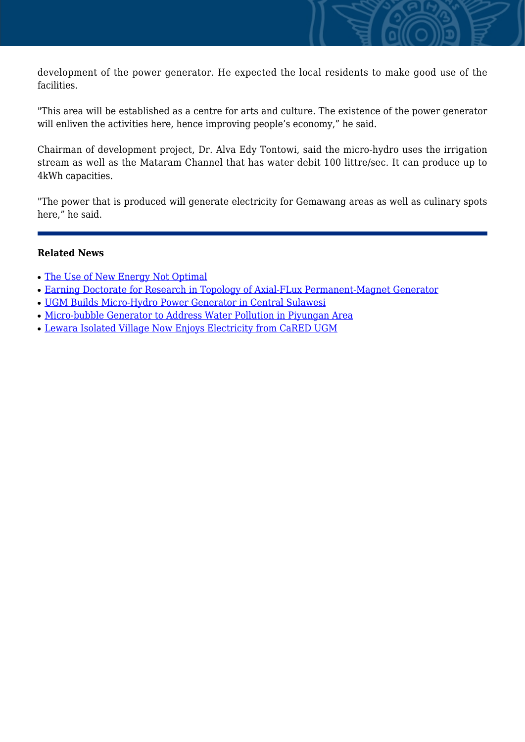development of the power generator. He expected the local residents to make good use of the facilities.

"This area will be established as a centre for arts and culture. The existence of the power generator will enliven the activities here, hence improving people's economy," he said.

Chairman of development project, Dr. Alva Edy Tontowi, said the micro-hydro uses the irrigation stream as well as the Mataram Channel that has water debit 100 littre/sec. It can produce up to 4kWh capacities.

"The power that is produced will generate electricity for Gemawang areas as well as culinary spots here," he said.

---

**Related News**

- The Use of New Energy Not Optimal
- Earning Doctorate for Research in Topology of Axial-FLux Permanent-Magnet Generator
- UGM Builds Micro-Hydro Power Generator in Central Sulawesi
- Micro-bubble Generator to Address Water Pollution in Piyungan Area
- Lewara Isolated Village Now Enjoys Electricity from CaRED UGM